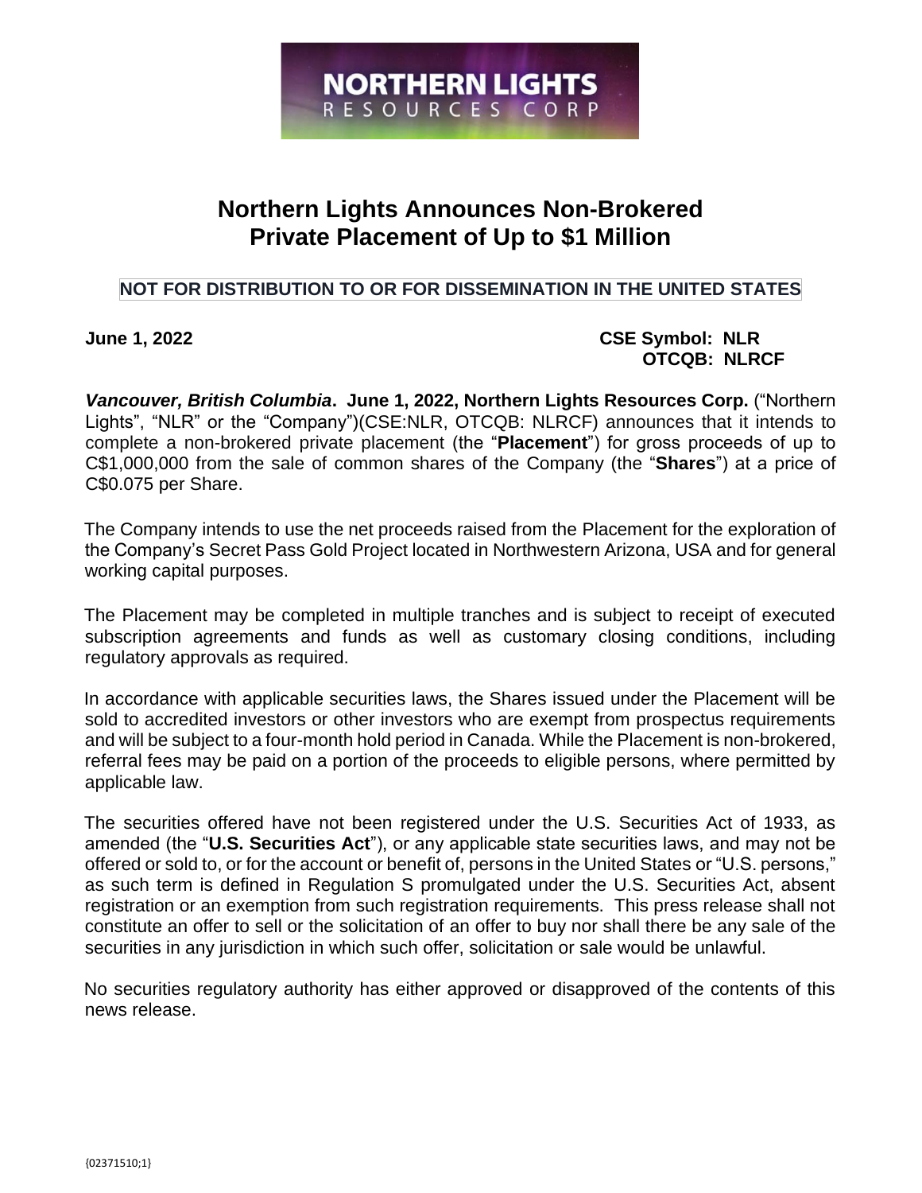NORTHERN LIGHTS
RESOURCES CORP

# Northern Lights Announces Non-Brokered Private Placement of Up to $1 Million

**NOT FOR DISTRIBUTION TO OR FOR DISSEMINATION IN THE UNITED STATES**

**June 1, 2022**

**CSE Symbol: NLR**
**OTCQB: NLRCF**

***Vancouver, British Columbia*. June 1, 2022, Northern Lights Resources Corp.** ("Northern Lights", "NLR" or the "Company")(CSE:NLR, OTCQB: NLRCF) announces that it intends to complete a non-brokered private placement (the "**Placement**") for gross proceeds of up to C$1,000,000 from the sale of common shares of the Company (the "**Shares**") at a price of C$0.075 per Share.

The Company intends to use the net proceeds raised from the Placement for the exploration of the Company's Secret Pass Gold Project located in Northwestern Arizona, USA and for general working capital purposes.

The Placement may be completed in multiple tranches and is subject to receipt of executed subscription agreements and funds as well as customary closing conditions, including regulatory approvals as required.

In accordance with applicable securities laws, the Shares issued under the Placement will be sold to accredited investors or other investors who are exempt from prospectus requirements and will be subject to a four-month hold period in Canada. While the Placement is non-brokered, referral fees may be paid on a portion of the proceeds to eligible persons, where permitted by applicable law.

The securities offered have not been registered under the U.S. Securities Act of 1933, as amended (the "**U.S. Securities Act**"), or any applicable state securities laws, and may not be offered or sold to, or for the account or benefit of, persons in the United States or "U.S. persons," as such term is defined in Regulation S promulgated under the U.S. Securities Act, absent registration or an exemption from such registration requirements. This press release shall not constitute an offer to sell or the solicitation of an offer to buy nor shall there be any sale of the securities in any jurisdiction in which such offer, solicitation or sale would be unlawful.

No securities regulatory authority has either approved or disapproved of the contents of this news release.

{02371510;1}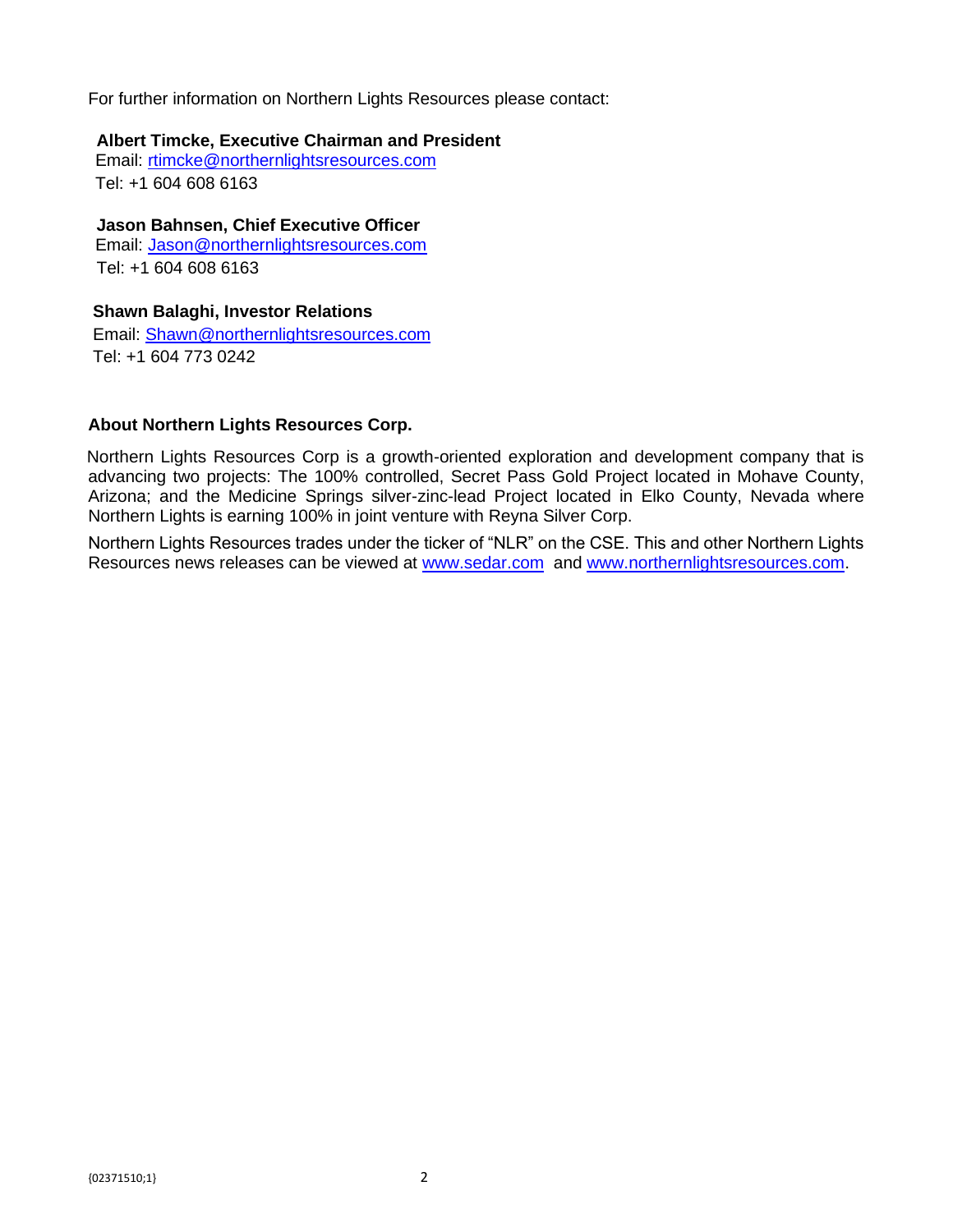For further information on Northern Lights Resources please contact:

**Albert Timcke, Executive Chairman and President**
Email: rtimcke@northernlightsresources.com
Tel: +1 604 608 6163

**Jason Bahnsen, Chief Executive Officer**
Email: Jason@northernlightsresources.com
Tel: +1 604 608 6163

**Shawn Balaghi, Investor Relations**
Email: Shawn@northernlightsresources.com
Tel: +1 604 773 0242

**About Northern Lights Resources Corp.**

Northern Lights Resources Corp is a growth-oriented exploration and development company that is advancing two projects: The 100% controlled, Secret Pass Gold Project located in Mohave County, Arizona; and the Medicine Springs silver-zinc-lead Project located in Elko County, Nevada where Northern Lights is earning 100% in joint venture with Reyna Silver Corp.

Northern Lights Resources trades under the ticker of "NLR" on the CSE. This and other Northern Lights Resources news releases can be viewed at www.sedar.com and www.northernlightsresources.com.

{02371510;1}